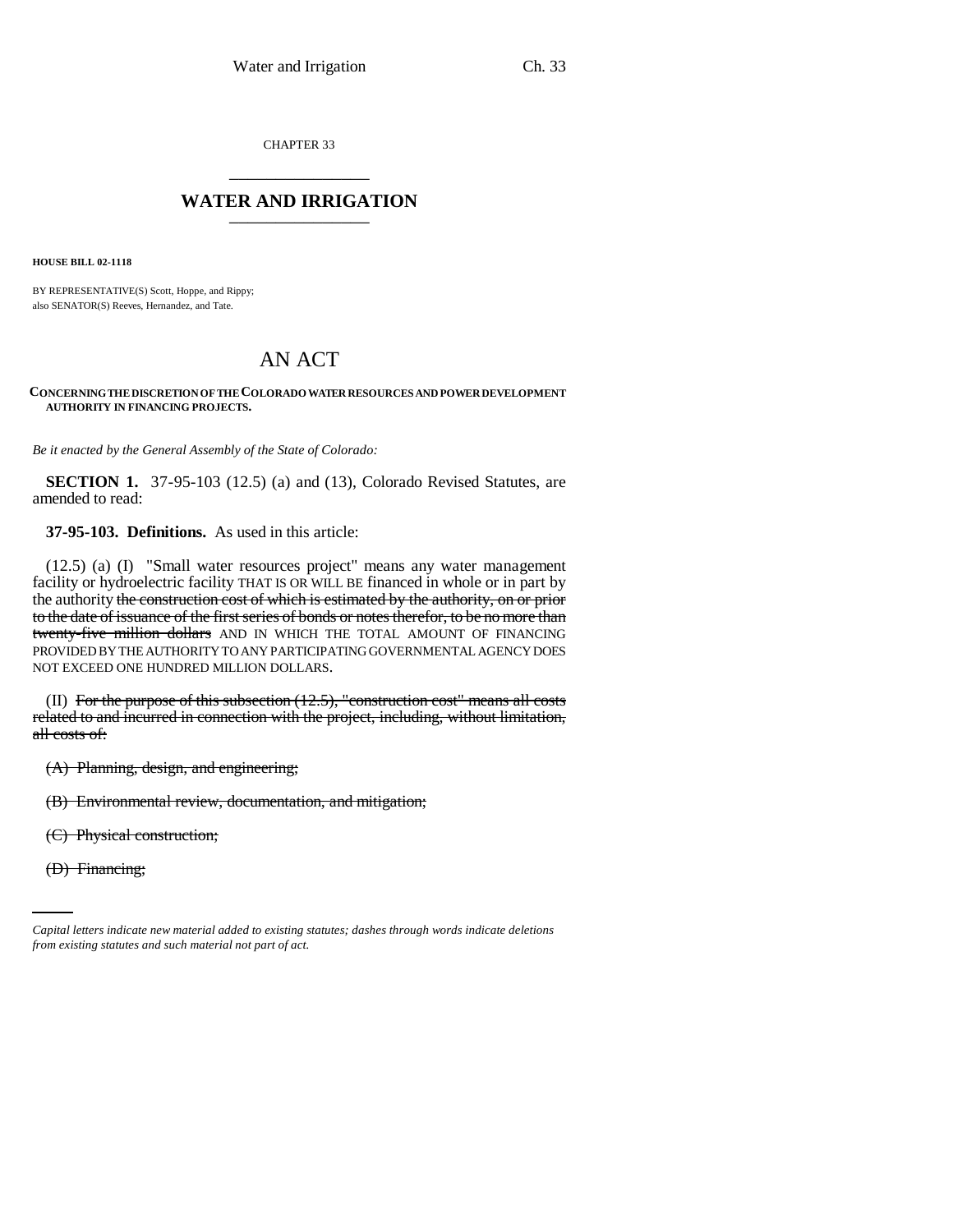CHAPTER 33

# WATER AND IRRIGATION

**HOUSE BILL 02-1118**

BY REPRESENTATIVE(S) Scott, Hoppe, and Rippy;
also SENATOR(S) Reeves, Hernandez, and Tate.

# AN ACT

**CONCERNING THE DISCRETION OF THE COLORADO WATER RESOURCES AND POWER DEVELOPMENT AUTHORITY IN FINANCING PROJECTS.**

*Be it enacted by the General Assembly of the State of Colorado:*

**SECTION 1.** 37-95-103 (12.5) (a) and (13), Colorado Revised Statutes, are amended to read:

**37-95-103. Definitions.** As used in this article:

(12.5) (a) (I) "Small water resources project" means any water management facility or hydroelectric facility THAT IS OR WILL BE financed in whole or in part by the authority ~~the construction cost of which is estimated by the authority, on or prior to the date of issuance of the first series of bonds or notes therefor, to be no more than twenty-five million dollars~~ AND IN WHICH THE TOTAL AMOUNT OF FINANCING PROVIDED BY THE AUTHORITY TO ANY PARTICIPATING GOVERNMENTAL AGENCY DOES NOT EXCEED ONE HUNDRED MILLION DOLLARS.

(II) ~~For the purpose of this subsection (12.5), "construction cost" means all costs related to and incurred in connection with the project, including, without limitation, all costs of:~~

~~(A) Planning, design, and engineering;~~

~~(B) Environmental review, documentation, and mitigation;~~

~~(C) Physical construction;~~

~~(D) Financing;~~

*Capital letters indicate new material added to existing statutes; dashes through words indicate deletions from existing statutes and such material not part of act.*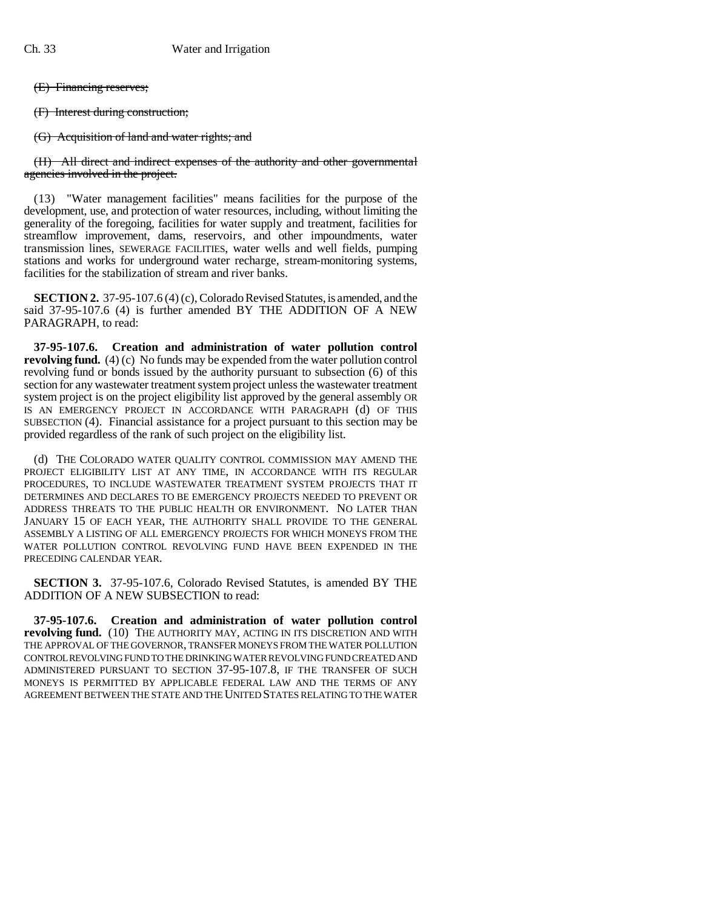~~(E) Financing reserves;~~

~~(F) Interest during construction;~~

~~(G) Acquisition of land and water rights; and~~

~~(H) All direct and indirect expenses of the authority and other governmental agencies involved in the project.~~

(13) "Water management facilities" means facilities for the purpose of the development, use, and protection of water resources, including, without limiting the generality of the foregoing, facilities for water supply and treatment, facilities for streamflow improvement, dams, reservoirs, and other impoundments, water transmission lines, SEWERAGE FACILITIES, water wells and well fields, pumping stations and works for underground water recharge, stream-monitoring systems, facilities for the stabilization of stream and river banks.

**SECTION 2.** 37-95-107.6 (4) (c), Colorado Revised Statutes, is amended, and the said 37-95-107.6 (4) is further amended BY THE ADDITION OF A NEW PARAGRAPH, to read:

**37-95-107.6. Creation and administration of water pollution control revolving fund.** (4) (c) No funds may be expended from the water pollution control revolving fund or bonds issued by the authority pursuant to subsection (6) of this section for any wastewater treatment system project unless the wastewater treatment system project is on the project eligibility list approved by the general assembly OR IS AN EMERGENCY PROJECT IN ACCORDANCE WITH PARAGRAPH (d) OF THIS SUBSECTION (4). Financial assistance for a project pursuant to this section may be provided regardless of the rank of such project on the eligibility list.

(d) THE COLORADO WATER QUALITY CONTROL COMMISSION MAY AMEND THE PROJECT ELIGIBILITY LIST AT ANY TIME, IN ACCORDANCE WITH ITS REGULAR PROCEDURES, TO INCLUDE WASTEWATER TREATMENT SYSTEM PROJECTS THAT IT DETERMINES AND DECLARES TO BE EMERGENCY PROJECTS NEEDED TO PREVENT OR ADDRESS THREATS TO THE PUBLIC HEALTH OR ENVIRONMENT. NO LATER THAN JANUARY 15 OF EACH YEAR, THE AUTHORITY SHALL PROVIDE TO THE GENERAL ASSEMBLY A LISTING OF ALL EMERGENCY PROJECTS FOR WHICH MONEYS FROM THE WATER POLLUTION CONTROL REVOLVING FUND HAVE BEEN EXPENDED IN THE PRECEDING CALENDAR YEAR.

**SECTION 3.** 37-95-107.6, Colorado Revised Statutes, is amended BY THE ADDITION OF A NEW SUBSECTION to read:

**37-95-107.6. Creation and administration of water pollution control revolving fund.** (10) THE AUTHORITY MAY, ACTING IN ITS DISCRETION AND WITH THE APPROVAL OF THE GOVERNOR, TRANSFER MONEYS FROM THE WATER POLLUTION CONTROL REVOLVING FUND TO THE DRINKING WATER REVOLVING FUND CREATED AND ADMINISTERED PURSUANT TO SECTION 37-95-107.8, IF THE TRANSFER OF SUCH MONEYS IS PERMITTED BY APPLICABLE FEDERAL LAW AND THE TERMS OF ANY AGREEMENT BETWEEN THE STATE AND THE UNITED STATES RELATING TO THE WATER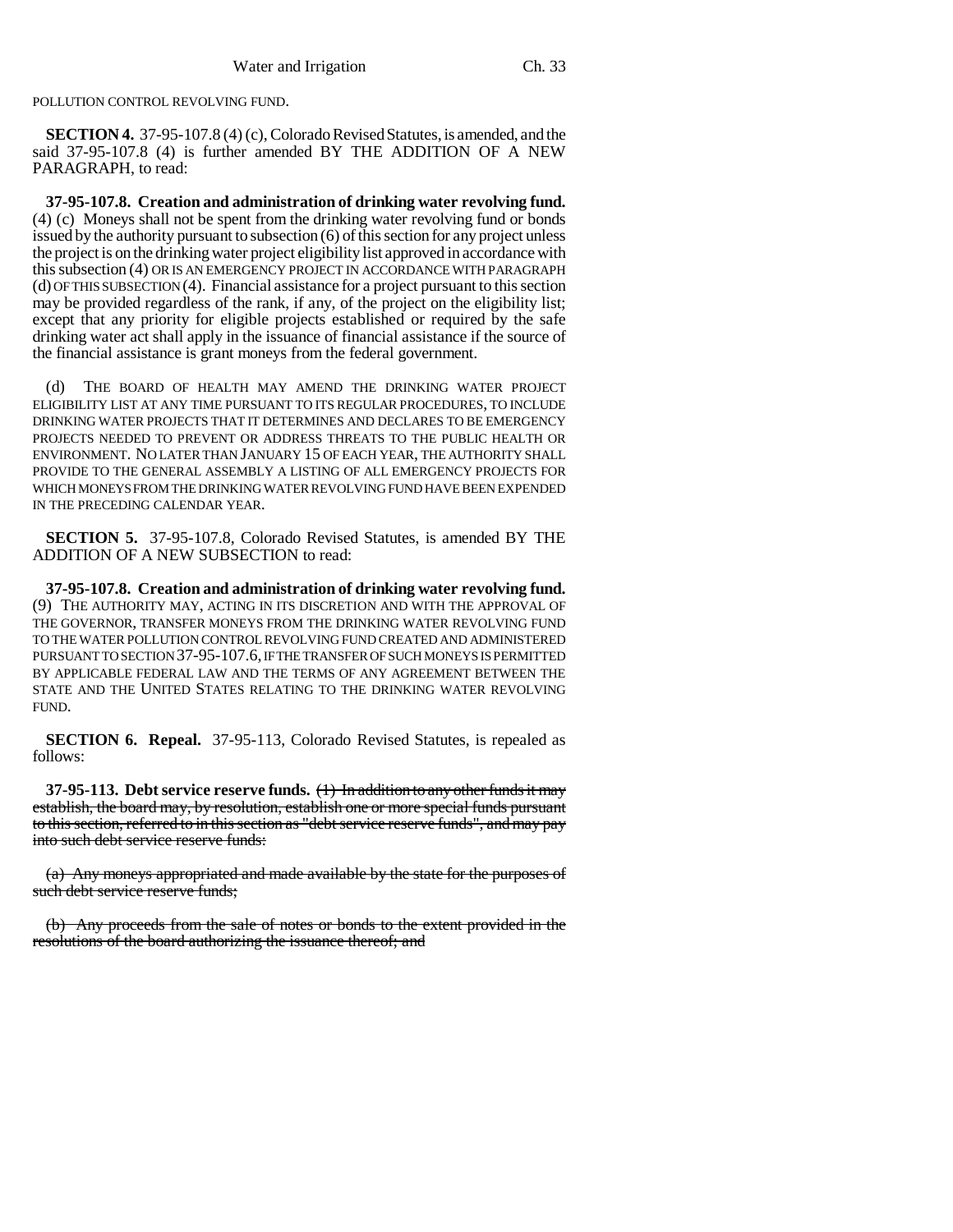POLLUTION CONTROL REVOLVING FUND.

**SECTION 4.** 37-95-107.8 (4) (c), Colorado Revised Statutes, is amended, and the said 37-95-107.8 (4) is further amended BY THE ADDITION OF A NEW PARAGRAPH, to read:

**37-95-107.8. Creation and administration of drinking water revolving fund.** (4) (c) Moneys shall not be spent from the drinking water revolving fund or bonds issued by the authority pursuant to subsection (6) of this section for any project unless the project is on the drinking water project eligibility list approved in accordance with this subsection (4) OR IS AN EMERGENCY PROJECT IN ACCORDANCE WITH PARAGRAPH (d) OF THIS SUBSECTION (4). Financial assistance for a project pursuant to this section may be provided regardless of the rank, if any, of the project on the eligibility list; except that any priority for eligible projects established or required by the safe drinking water act shall apply in the issuance of financial assistance if the source of the financial assistance is grant moneys from the federal government.

(d) THE BOARD OF HEALTH MAY AMEND THE DRINKING WATER PROJECT ELIGIBILITY LIST AT ANY TIME PURSUANT TO ITS REGULAR PROCEDURES, TO INCLUDE DRINKING WATER PROJECTS THAT IT DETERMINES AND DECLARES TO BE EMERGENCY PROJECTS NEEDED TO PREVENT OR ADDRESS THREATS TO THE PUBLIC HEALTH OR ENVIRONMENT. NO LATER THAN JANUARY 15 OF EACH YEAR, THE AUTHORITY SHALL PROVIDE TO THE GENERAL ASSEMBLY A LISTING OF ALL EMERGENCY PROJECTS FOR WHICH MONEYS FROM THE DRINKING WATER REVOLVING FUND HAVE BEEN EXPENDED IN THE PRECEDING CALENDAR YEAR.

**SECTION 5.** 37-95-107.8, Colorado Revised Statutes, is amended BY THE ADDITION OF A NEW SUBSECTION to read:

**37-95-107.8. Creation and administration of drinking water revolving fund.** (9) THE AUTHORITY MAY, ACTING IN ITS DISCRETION AND WITH THE APPROVAL OF THE GOVERNOR, TRANSFER MONEYS FROM THE DRINKING WATER REVOLVING FUND TO THE WATER POLLUTION CONTROL REVOLVING FUND CREATED AND ADMINISTERED PURSUANT TO SECTION 37-95-107.6, IF THE TRANSFER OF SUCH MONEYS IS PERMITTED BY APPLICABLE FEDERAL LAW AND THE TERMS OF ANY AGREEMENT BETWEEN THE STATE AND THE UNITED STATES RELATING TO THE DRINKING WATER REVOLVING FUND.

**SECTION 6. Repeal.** 37-95-113, Colorado Revised Statutes, is repealed as follows:

**37-95-113. Debt service reserve funds.** ~~(1) In addition to any other funds it may establish, the board may, by resolution, establish one or more special funds pursuant to this section, referred to in this section as "debt service reserve funds", and may pay into such debt service reserve funds:~~

~~(a) Any moneys appropriated and made available by the state for the purposes of such debt service reserve funds;~~

~~(b) Any proceeds from the sale of notes or bonds to the extent provided in the resolutions of the board authorizing the issuance thereof; and~~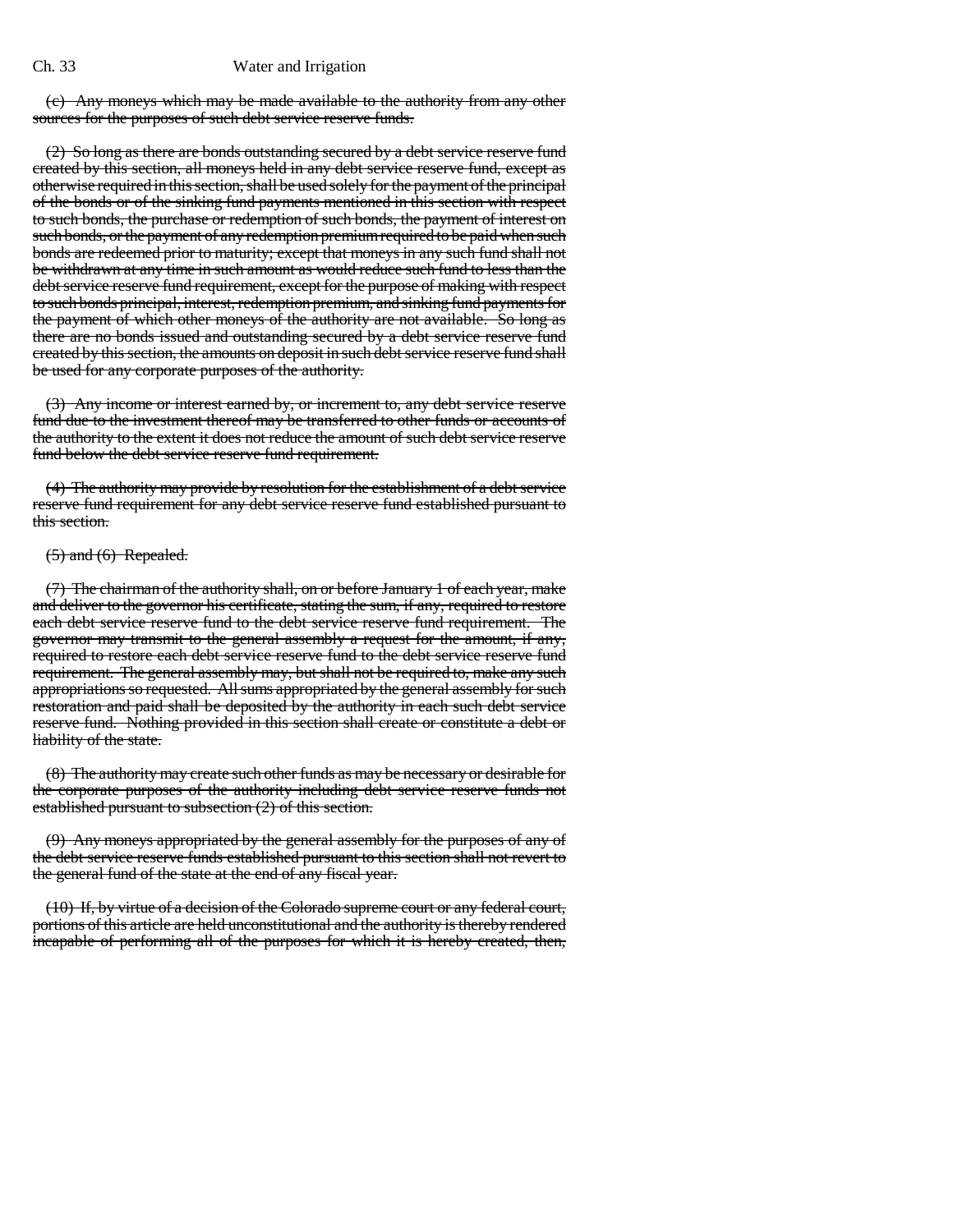(c) Any moneys which may be made available to the authority from any other sources for the purposes of such debt service reserve funds.

(2) So long as there are bonds outstanding secured by a debt service reserve fund created by this section, all moneys held in any debt service reserve fund, except as otherwise required in this section, shall be used solely for the payment of the principal of the bonds or of the sinking fund payments mentioned in this section with respect to such bonds, the purchase or redemption of such bonds, the payment of interest on such bonds, or the payment of any redemption premium required to be paid when such bonds are redeemed prior to maturity; except that moneys in any such fund shall not be withdrawn at any time in such amount as would reduce such fund to less than the debt service reserve fund requirement, except for the purpose of making with respect to such bonds principal, interest, redemption premium, and sinking fund payments for the payment of which other moneys of the authority are not available. So long as there are no bonds issued and outstanding secured by a debt service reserve fund created by this section, the amounts on deposit in such debt service reserve fund shall be used for any corporate purposes of the authority.

(3) Any income or interest earned by, or increment to, any debt service reserve fund due to the investment thereof may be transferred to other funds or accounts of the authority to the extent it does not reduce the amount of such debt service reserve fund below the debt service reserve fund requirement.

(4) The authority may provide by resolution for the establishment of a debt service reserve fund requirement for any debt service reserve fund established pursuant to this section.

(5) and (6) Repealed.

(7) The chairman of the authority shall, on or before January 1 of each year, make and deliver to the governor his certificate, stating the sum, if any, required to restore each debt service reserve fund to the debt service reserve fund requirement. The governor may transmit to the general assembly a request for the amount, if any, required to restore each debt service reserve fund to the debt service reserve fund requirement. The general assembly may, but shall not be required to, make any such appropriations so requested. All sums appropriated by the general assembly for such restoration and paid shall be deposited by the authority in each such debt service reserve fund. Nothing provided in this section shall create or constitute a debt or liability of the state.

(8) The authority may create such other funds as may be necessary or desirable for the corporate purposes of the authority including debt service reserve funds not established pursuant to subsection (2) of this section.

(9) Any moneys appropriated by the general assembly for the purposes of any of the debt service reserve funds established pursuant to this section shall not revert to the general fund of the state at the end of any fiscal year.

(10) If, by virtue of a decision of the Colorado supreme court or any federal court, portions of this article are held unconstitutional and the authority is thereby rendered incapable of performing all of the purposes for which it is hereby created, then,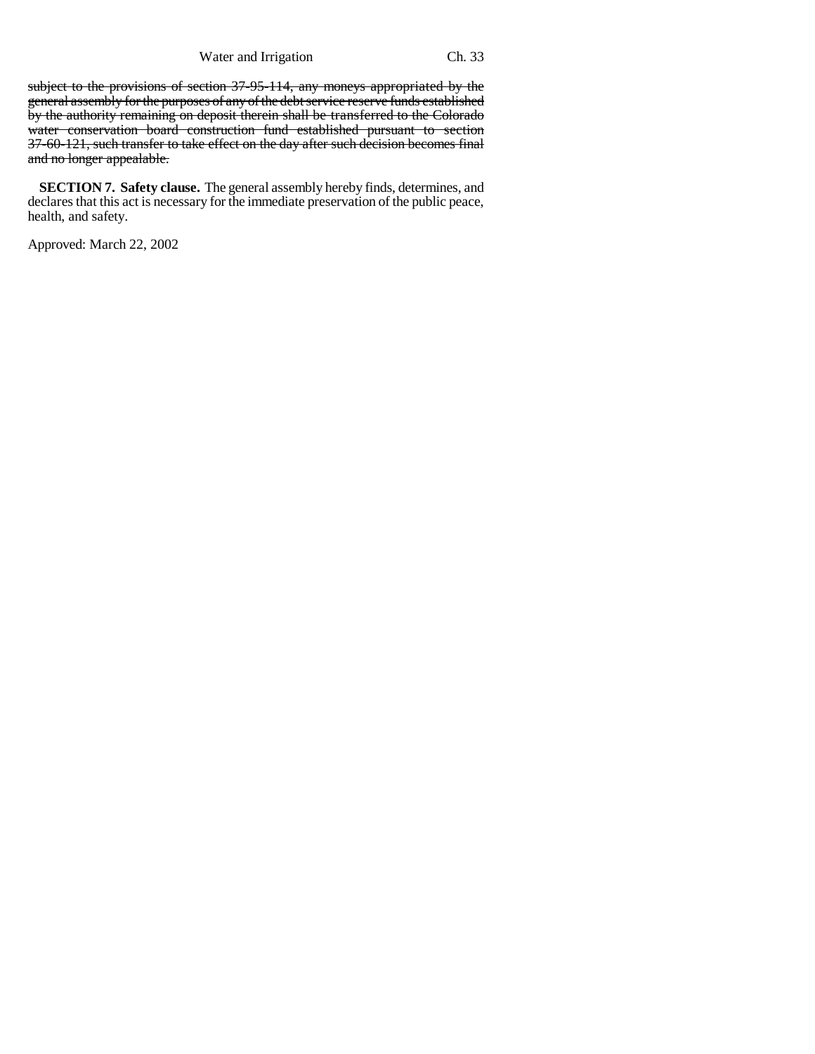~~subject to the provisions of section 37-95-114, any moneys appropriated by the general assembly for the purposes of any of the debt service reserve funds established by the authority remaining on deposit therein shall be transferred to the Colorado water conservation board construction fund established pursuant to section 37-60-121, such transfer to take effect on the day after such decision becomes final and no longer appealable.~~

**SECTION 7. Safety clause.** The general assembly hereby finds, determines, and declares that this act is necessary for the immediate preservation of the public peace, health, and safety.

Approved: March 22, 2002